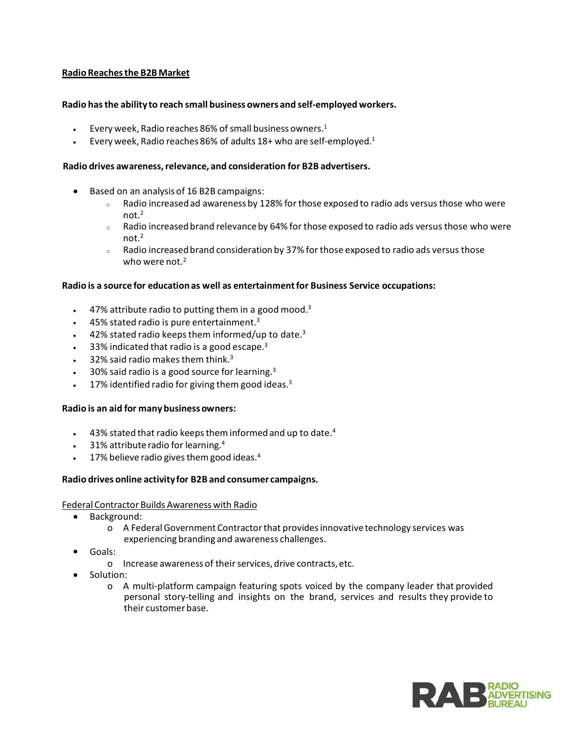## Radio Reaches the B2B Market

**Radio has the ability to reach small business owners and self-employed workers.**

- Every week, Radio reaches 86% of small business owners.[1]
- Every week, Radio reaches 86% of adults 18+ who are self-employed.[1]

**Radio drives awareness, relevance, and consideration for B2B advertisers.**

- Based on an analysis of 16 B2B campaigns:
  - Radio increased ad awareness by 128% for those exposed to radio ads versus those who were not.[2]
  - Radio increased brand relevance by 64% for those exposed to radio ads versus those who were not.[2]
  - Radio increased brand consideration by 37% for those exposed to radio ads versus those who were not.[2]

**Radio is a source for education as well as entertainment for Business Service occupations:**

- 47% attribute radio to putting them in a good mood.[3]
- 45% stated radio is pure entertainment.[3]
- 42% stated radio keeps them informed/up to date.[3]
- 33% indicated that radio is a good escape.[3]
- 32% said radio makes them think.[3]
- 30% said radio is a good source for learning.[3]
- 17% identified radio for giving them good ideas.[3]

**Radio is an aid for many business owners:**

- 43% stated that radio keeps them informed and up to date.[4]
- 31% attribute radio for learning.[4]
- 17% believe radio gives them good ideas.[4]

**Radio drives online activity for B2B and consumer campaigns.**

<u>Federal Contractor Builds Awareness with Radio</u>

- Background:
  - A Federal Government Contractor that provides innovative technology services was experiencing branding and awareness challenges.
- Goals:
  - Increase awareness of their services, drive contracts, etc.
- Solution:
  - A multi-platform campaign featuring spots voiced by the company leader that provided personal story-telling and insights on the brand, services and results they provide to their customer base.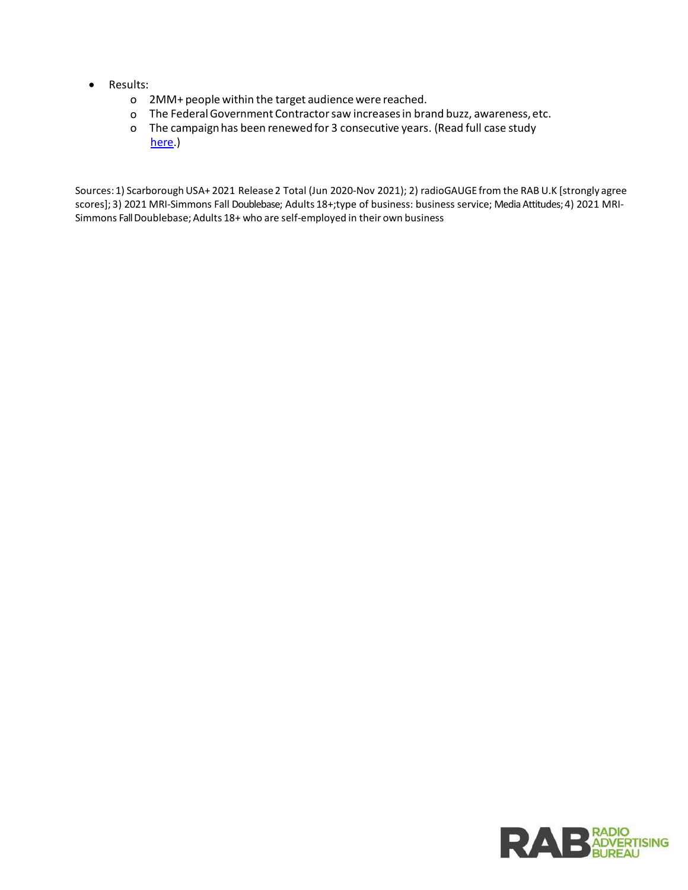- Results:
  - 2MM+ people within the target audience were reached.
  - The Federal Government Contractor saw increases in brand buzz, awareness, etc.
  - The campaign has been renewed for 3 consecutive years. (Read full case study here.)

Sources: 1) Scarborough USA+ 2021 Release 2 Total (Jun 2020-Nov 2021); 2) radioGAUGE from the RAB U.K [strongly agree scores]; 3) 2021 MRI-Simmons Fall Doublebase; Adults 18+;type of business: business service; Media Attitudes; 4) 2021 MRI-Simmons Fall Doublebase; Adults 18+ who are self-employed in their own business